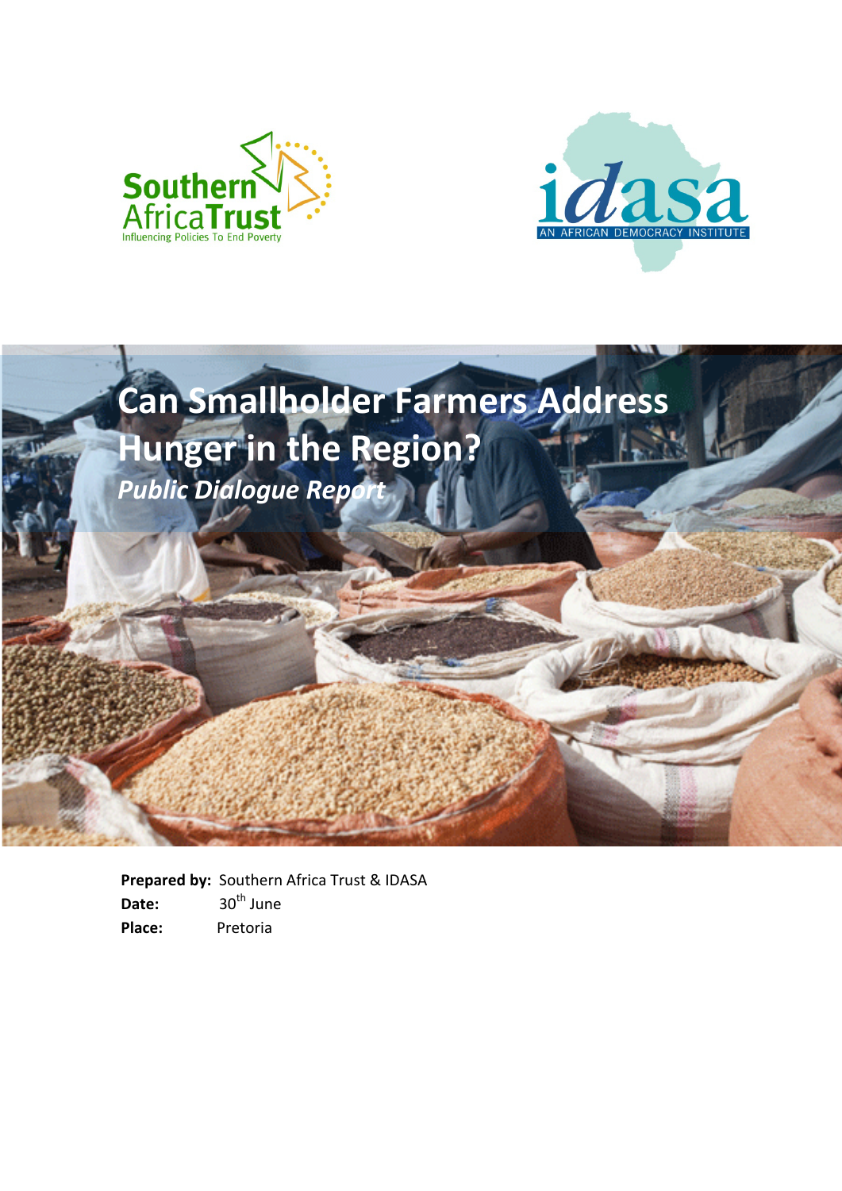Southern Africa Trust
Influencing Policies To End Poverty

idasa
AN AFRICAN DEMOCRACY INSTITUTE

# Can Smallholder Farmers Address Hunger in the Region?

***Public Dialogue Report***

**Prepared by:** Southern Africa Trust & IDASA
**Date:** 30th June
**Place:** Pretoria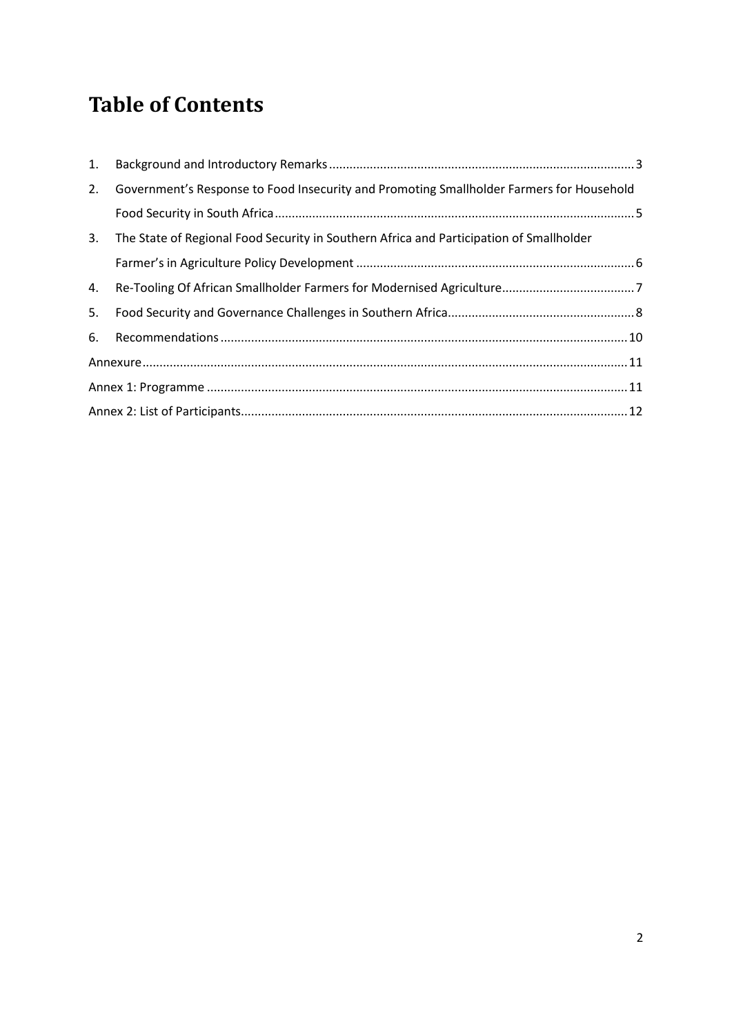# Table of Contents

1. Background and Introductory Remarks ..... 3
2. Government's Response to Food Insecurity and Promoting Smallholder Farmers for Household Food Security in South Africa ..... 5
3. The State of Regional Food Security in Southern Africa and Participation of Smallholder Farmer's in Agriculture Policy Development ..... 6
4. Re-Tooling Of African Smallholder Farmers for Modernised Agriculture ..... 7
5. Food Security and Governance Challenges in Southern Africa ..... 8
6. Recommendations ..... 10

Annexure ..... 11

Annex 1: Programme ..... 11

Annex 2: List of Participants ..... 12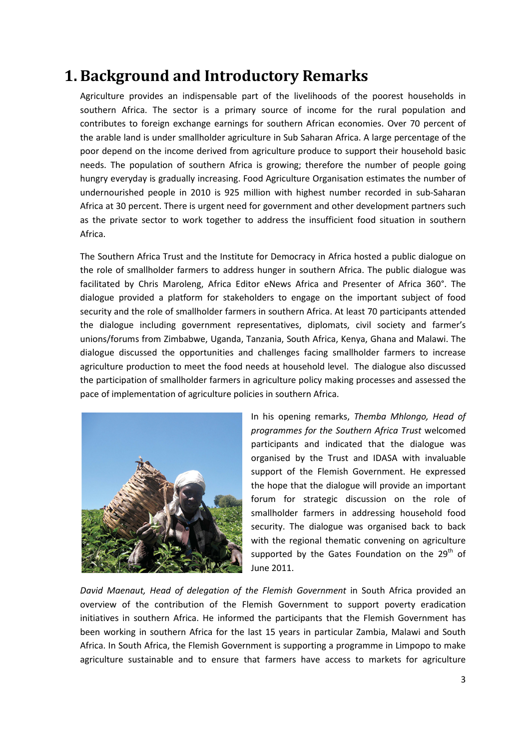# 1. Background and Introductory Remarks

Agriculture provides an indispensable part of the livelihoods of the poorest households in southern Africa. The sector is a primary source of income for the rural population and contributes to foreign exchange earnings for southern African economies. Over 70 percent of the arable land is under smallholder agriculture in Sub Saharan Africa. A large percentage of the poor depend on the income derived from agriculture produce to support their household basic needs. The population of southern Africa is growing; therefore the number of people going hungry everyday is gradually increasing. Food Agriculture Organisation estimates the number of undernourished people in 2010 is 925 million with highest number recorded in sub-Saharan Africa at 30 percent. There is urgent need for government and other development partners such as the private sector to work together to address the insufficient food situation in southern Africa.

The Southern Africa Trust and the Institute for Democracy in Africa hosted a public dialogue on the role of smallholder farmers to address hunger in southern Africa. The public dialogue was facilitated by Chris Maroleng, Africa Editor eNews Africa and Presenter of Africa 360°. The dialogue provided a platform for stakeholders to engage on the important subject of food security and the role of smallholder farmers in southern Africa. At least 70 participants attended the dialogue including government representatives, diplomats, civil society and farmer's unions/forums from Zimbabwe, Uganda, Tanzania, South Africa, Kenya, Ghana and Malawi. The dialogue discussed the opportunities and challenges facing smallholder farmers to increase agriculture production to meet the food needs at household level. The dialogue also discussed the participation of smallholder farmers in agriculture policy making processes and assessed the pace of implementation of agriculture policies in southern Africa.

In his opening remarks, *Themba Mhlongo, Head of programmes for the Southern Africa Trust* welcomed participants and indicated that the dialogue was organised by the Trust and IDASA with invaluable support of the Flemish Government. He expressed the hope that the dialogue will provide an important forum for strategic discussion on the role of smallholder farmers in addressing household food security. The dialogue was organised back to back with the regional thematic convening on agriculture supported by the Gates Foundation on the 29th of June 2011.

*David Maenaut, Head of delegation of the Flemish Government* in South Africa provided an overview of the contribution of the Flemish Government to support poverty eradication initiatives in southern Africa. He informed the participants that the Flemish Government has been working in southern Africa for the last 15 years in particular Zambia, Malawi and South Africa. In South Africa, the Flemish Government is supporting a programme in Limpopo to make agriculture sustainable and to ensure that farmers have access to markets for agriculture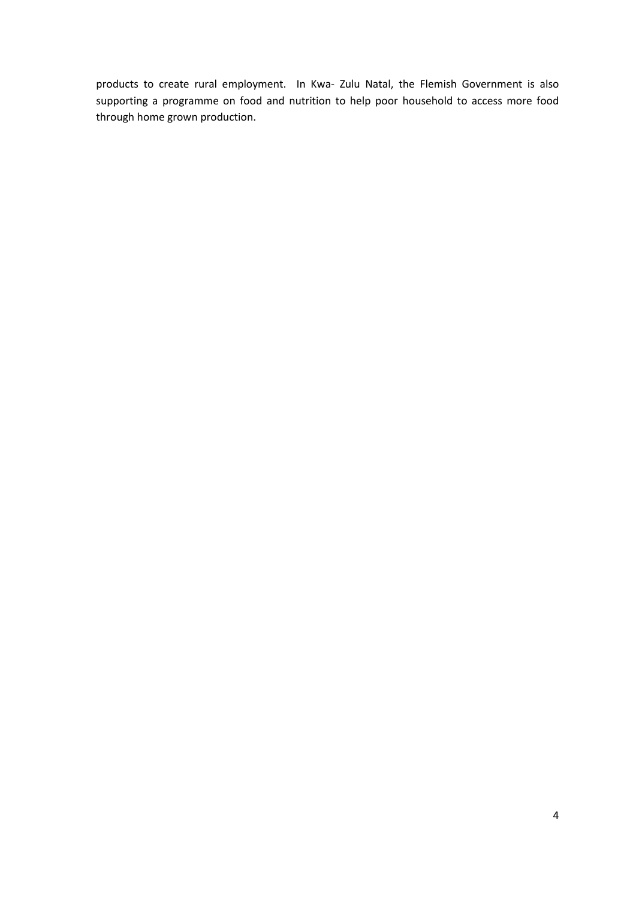products to create rural employment. In Kwa- Zulu Natal, the Flemish Government is also supporting a programme on food and nutrition to help poor household to access more food through home grown production.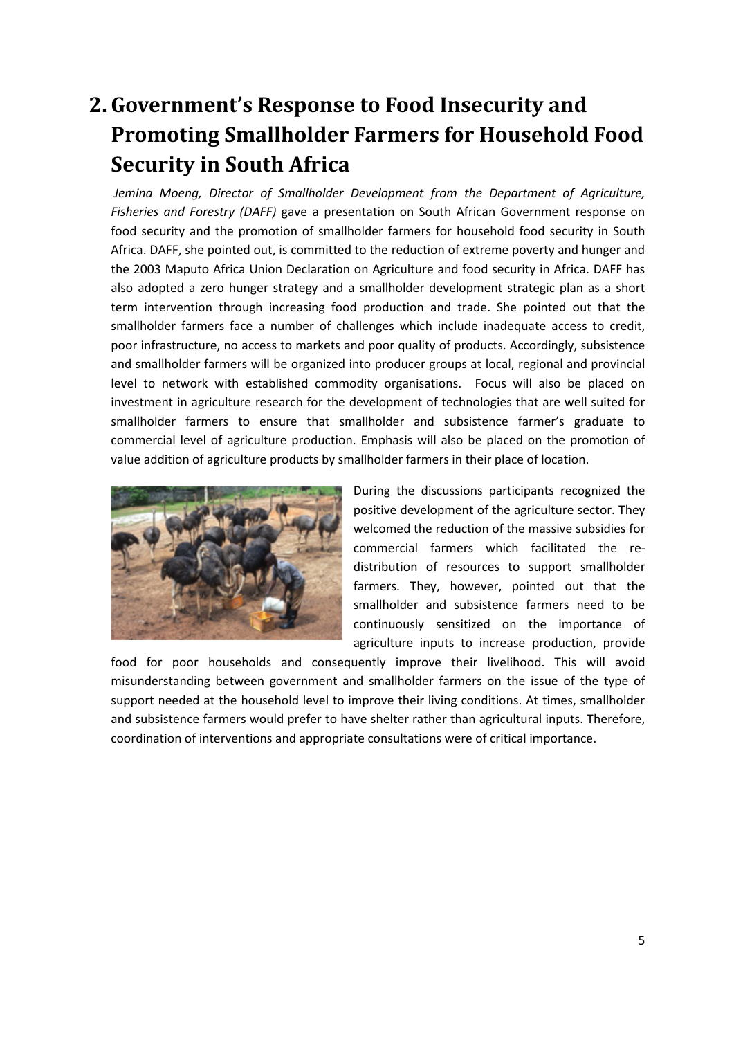# 2. Government's Response to Food Insecurity and Promoting Smallholder Farmers for Household Food Security in South Africa

*Jemina Moeng, Director of Smallholder Development from the Department of Agriculture, Fisheries and Forestry (DAFF)* gave a presentation on South African Government response on food security and the promotion of smallholder farmers for household food security in South Africa. DAFF, she pointed out, is committed to the reduction of extreme poverty and hunger and the 2003 Maputo Africa Union Declaration on Agriculture and food security in Africa. DAFF has also adopted a zero hunger strategy and a smallholder development strategic plan as a short term intervention through increasing food production and trade. She pointed out that the smallholder farmers face a number of challenges which include inadequate access to credit, poor infrastructure, no access to markets and poor quality of products. Accordingly, subsistence and smallholder farmers will be organized into producer groups at local, regional and provincial level to network with established commodity organisations. Focus will also be placed on investment in agriculture research for the development of technologies that are well suited for smallholder farmers to ensure that smallholder and subsistence farmer's graduate to commercial level of agriculture production. Emphasis will also be placed on the promotion of value addition of agriculture products by smallholder farmers in their place of location.

During the discussions participants recognized the positive development of the agriculture sector. They welcomed the reduction of the massive subsidies for commercial farmers which facilitated the re-distribution of resources to support smallholder farmers. They, however, pointed out that the smallholder and subsistence farmers need to be continuously sensitized on the importance of agriculture inputs to increase production, provide food for poor households and consequently improve their livelihood. This will avoid misunderstanding between government and smallholder farmers on the issue of the type of support needed at the household level to improve their living conditions. At times, smallholder and subsistence farmers would prefer to have shelter rather than agricultural inputs. Therefore, coordination of interventions and appropriate consultations were of critical importance.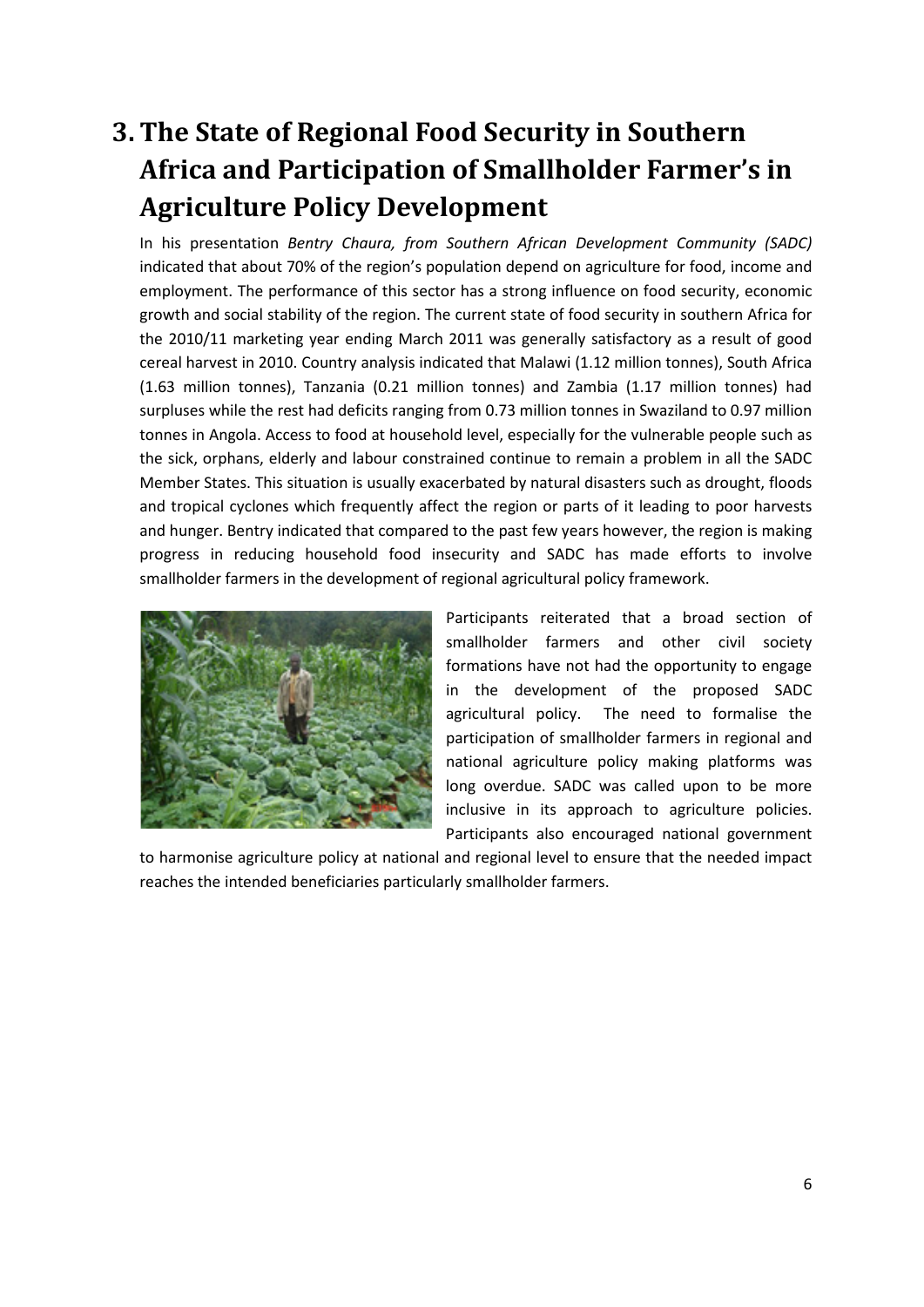# 3. The State of Regional Food Security in Southern Africa and Participation of Smallholder Farmer's in Agriculture Policy Development

In his presentation *Bentry Chaura, from Southern African Development Community (SADC)* indicated that about 70% of the region's population depend on agriculture for food, income and employment. The performance of this sector has a strong influence on food security, economic growth and social stability of the region. The current state of food security in southern Africa for the 2010/11 marketing year ending March 2011 was generally satisfactory as a result of good cereal harvest in 2010. Country analysis indicated that Malawi (1.12 million tonnes), South Africa (1.63 million tonnes), Tanzania (0.21 million tonnes) and Zambia (1.17 million tonnes) had surpluses while the rest had deficits ranging from 0.73 million tonnes in Swaziland to 0.97 million tonnes in Angola. Access to food at household level, especially for the vulnerable people such as the sick, orphans, elderly and labour constrained continue to remain a problem in all the SADC Member States. This situation is usually exacerbated by natural disasters such as drought, floods and tropical cyclones which frequently affect the region or parts of it leading to poor harvests and hunger. Bentry indicated that compared to the past few years however, the region is making progress in reducing household food insecurity and SADC has made efforts to involve smallholder farmers in the development of regional agricultural policy framework.

Participants reiterated that a broad section of smallholder farmers and other civil society formations have not had the opportunity to engage in the development of the proposed SADC agricultural policy. The need to formalise the participation of smallholder farmers in regional and national agriculture policy making platforms was long overdue. SADC was called upon to be more inclusive in its approach to agriculture policies. Participants also encouraged national government to harmonise agriculture policy at national and regional level to ensure that the needed impact reaches the intended beneficiaries particularly smallholder farmers.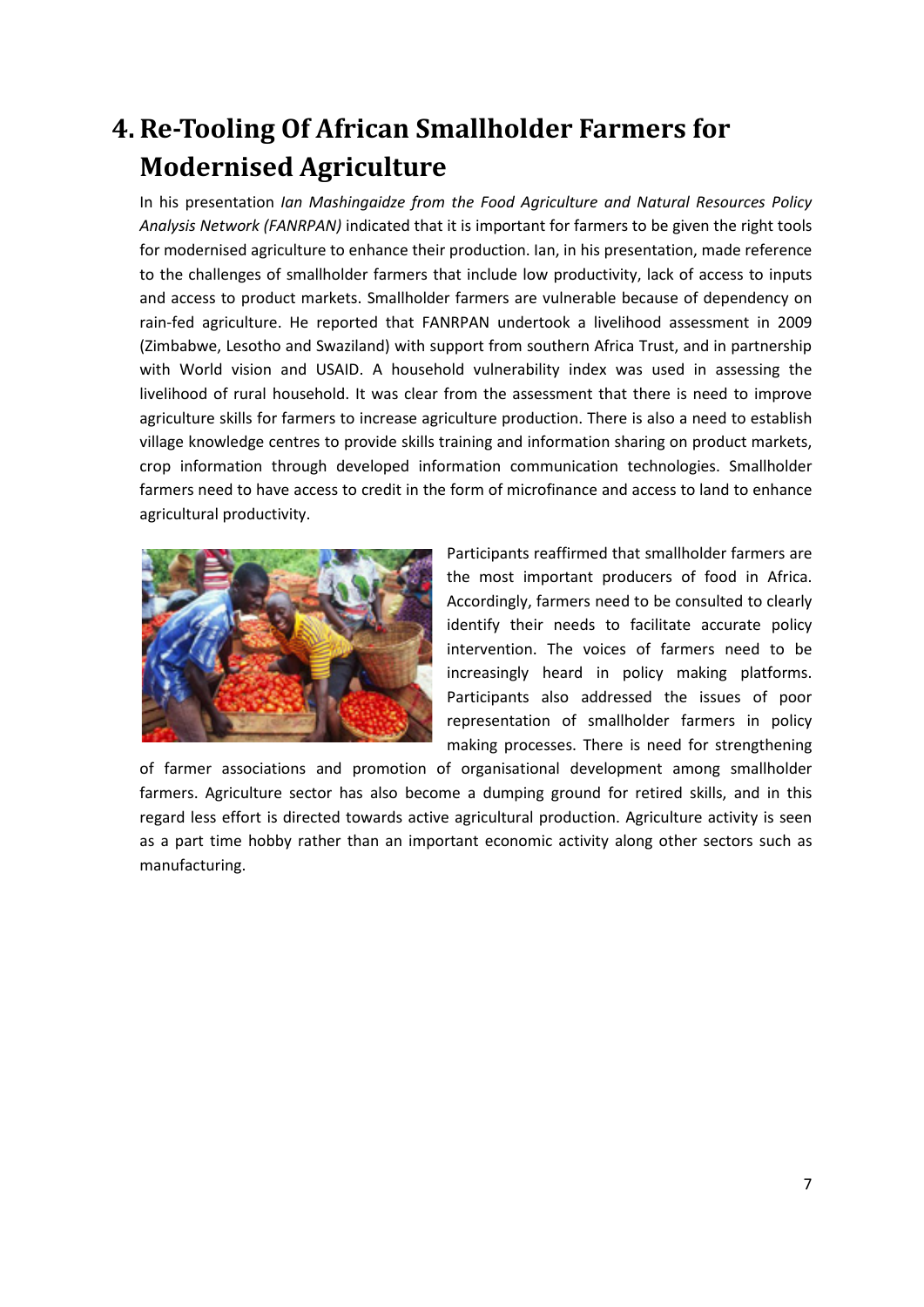# 4. Re-Tooling Of African Smallholder Farmers for Modernised Agriculture

In his presentation *Ian Mashingaidze from the Food Agriculture and Natural Resources Policy Analysis Network (FANRPAN)* indicated that it is important for farmers to be given the right tools for modernised agriculture to enhance their production. Ian, in his presentation, made reference to the challenges of smallholder farmers that include low productivity, lack of access to inputs and access to product markets. Smallholder farmers are vulnerable because of dependency on rain-fed agriculture. He reported that FANRPAN undertook a livelihood assessment in 2009 (Zimbabwe, Lesotho and Swaziland) with support from southern Africa Trust, and in partnership with World vision and USAID. A household vulnerability index was used in assessing the livelihood of rural household. It was clear from the assessment that there is need to improve agriculture skills for farmers to increase agriculture production. There is also a need to establish village knowledge centres to provide skills training and information sharing on product markets, crop information through developed information communication technologies. Smallholder farmers need to have access to credit in the form of microfinance and access to land to enhance agricultural productivity.

Participants reaffirmed that smallholder farmers are the most important producers of food in Africa. Accordingly, farmers need to be consulted to clearly identify their needs to facilitate accurate policy intervention. The voices of farmers need to be increasingly heard in policy making platforms. Participants also addressed the issues of poor representation of smallholder farmers in policy making processes. There is need for strengthening of farmer associations and promotion of organisational development among smallholder farmers. Agriculture sector has also become a dumping ground for retired skills, and in this regard less effort is directed towards active agricultural production. Agriculture activity is seen as a part time hobby rather than an important economic activity along other sectors such as manufacturing.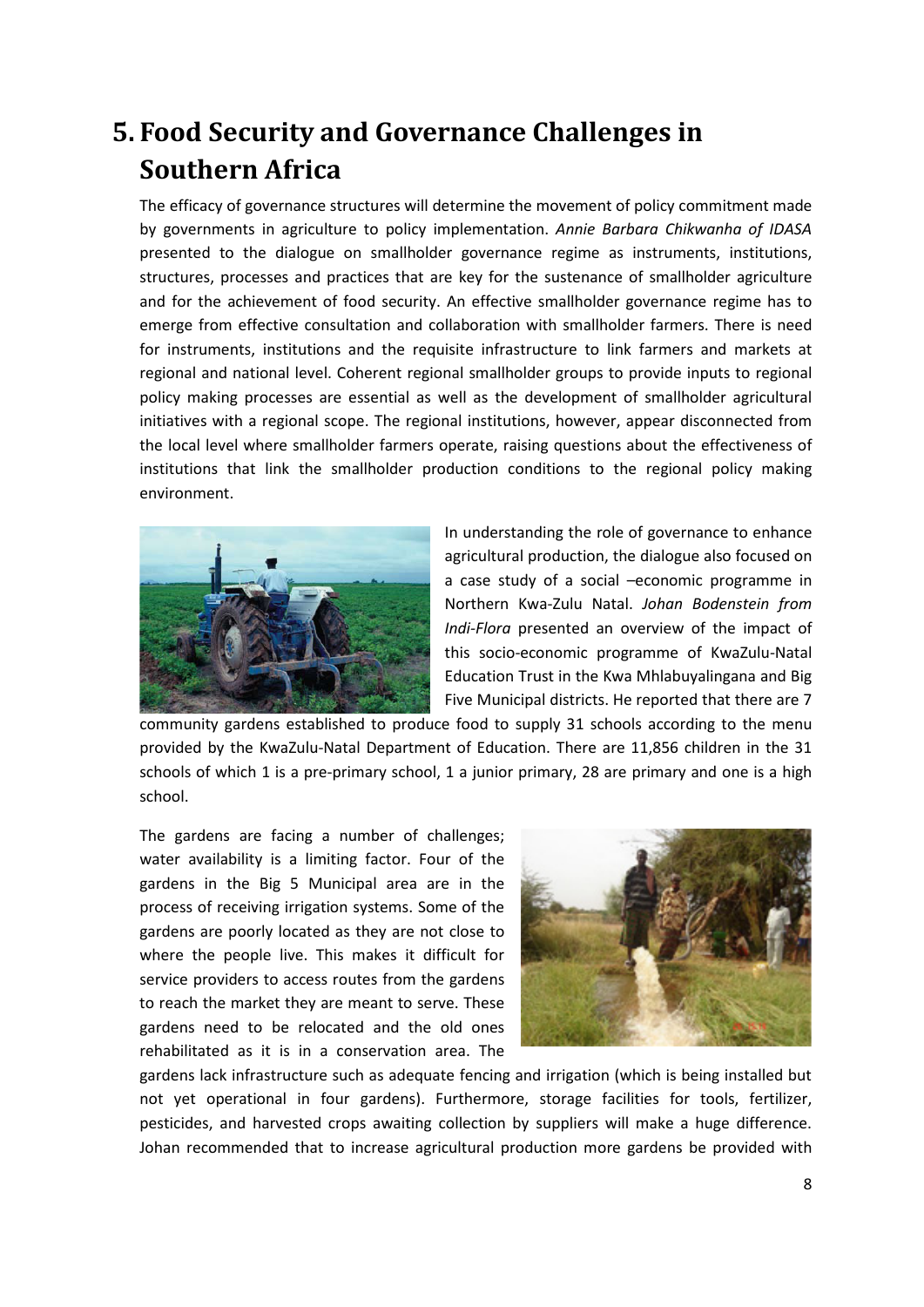# 5. Food Security and Governance Challenges in Southern Africa

The efficacy of governance structures will determine the movement of policy commitment made by governments in agriculture to policy implementation. *Annie Barbara Chikwanha of IDASA* presented to the dialogue on smallholder governance regime as instruments, institutions, structures, processes and practices that are key for the sustenance of smallholder agriculture and for the achievement of food security. An effective smallholder governance regime has to emerge from effective consultation and collaboration with smallholder farmers. There is need for instruments, institutions and the requisite infrastructure to link farmers and markets at regional and national level. Coherent regional smallholder groups to provide inputs to regional policy making processes are essential as well as the development of smallholder agricultural initiatives with a regional scope. The regional institutions, however, appear disconnected from the local level where smallholder farmers operate, raising questions about the effectiveness of institutions that link the smallholder production conditions to the regional policy making environment.

In understanding the role of governance to enhance agricultural production, the dialogue also focused on a case study of a social –economic programme in Northern Kwa-Zulu Natal. *Johan Bodenstein from Indi-Flora* presented an overview of the impact of this socio-economic programme of KwaZulu-Natal Education Trust in the Kwa Mhlabuyalingana and Big Five Municipal districts. He reported that there are 7 community gardens established to produce food to supply 31 schools according to the menu provided by the KwaZulu-Natal Department of Education. There are 11,856 children in the 31 schools of which 1 is a pre-primary school, 1 a junior primary, 28 are primary and one is a high school.

The gardens are facing a number of challenges; water availability is a limiting factor. Four of the gardens in the Big 5 Municipal area are in the process of receiving irrigation systems. Some of the gardens are poorly located as they are not close to where the people live. This makes it difficult for service providers to access routes from the gardens to reach the market they are meant to serve. These gardens need to be relocated and the old ones rehabilitated as it is in a conservation area. The gardens lack infrastructure such as adequate fencing and irrigation (which is being installed but not yet operational in four gardens). Furthermore, storage facilities for tools, fertilizer, pesticides, and harvested crops awaiting collection by suppliers will make a huge difference. Johan recommended that to increase agricultural production more gardens be provided with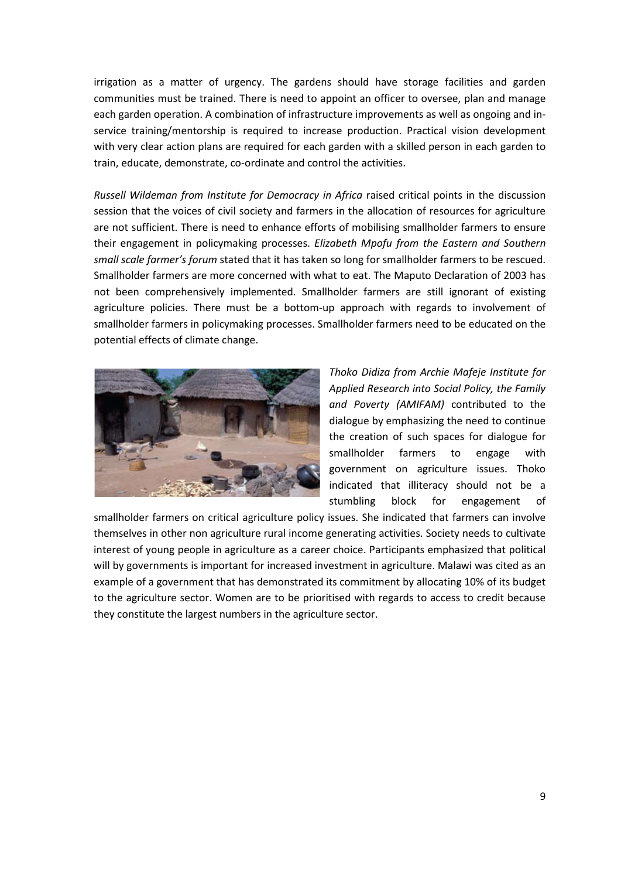irrigation as a matter of urgency. The gardens should have storage facilities and garden communities must be trained. There is need to appoint an officer to oversee, plan and manage each garden operation. A combination of infrastructure improvements as well as ongoing and in-service training/mentorship is required to increase production. Practical vision development with very clear action plans are required for each garden with a skilled person in each garden to train, educate, demonstrate, co-ordinate and control the activities.

*Russell Wildeman from Institute for Democracy in Africa* raised critical points in the discussion session that the voices of civil society and farmers in the allocation of resources for agriculture are not sufficient. There is need to enhance efforts of mobilising smallholder farmers to ensure their engagement in policymaking processes. *Elizabeth Mpofu from the Eastern and Southern small scale farmer's forum* stated that it has taken so long for smallholder farmers to be rescued. Smallholder farmers are more concerned with what to eat. The Maputo Declaration of 2003 has not been comprehensively implemented. Smallholder farmers are still ignorant of existing agriculture policies. There must be a bottom-up approach with regards to involvement of smallholder farmers in policymaking processes. Smallholder farmers need to be educated on the potential effects of climate change.

*Thoko Didiza from Archie Mafeje Institute for Applied Research into Social Policy, the Family and Poverty (AMIFAM)* contributed to the dialogue by emphasizing the need to continue the creation of such spaces for dialogue for smallholder farmers to engage with government on agriculture issues. Thoko indicated that illiteracy should not be a stumbling block for engagement of smallholder farmers on critical agriculture policy issues. She indicated that farmers can involve themselves in other non agriculture rural income generating activities. Society needs to cultivate interest of young people in agriculture as a career choice. Participants emphasized that political will by governments is important for increased investment in agriculture. Malawi was cited as an example of a government that has demonstrated its commitment by allocating 10% of its budget to the agriculture sector. Women are to be prioritised with regards to access to credit because they constitute the largest numbers in the agriculture sector.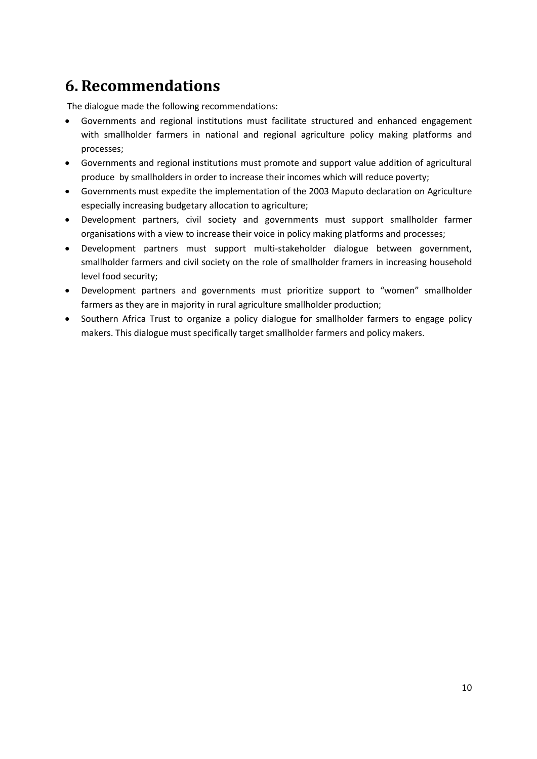# 6. Recommendations

The dialogue made the following recommendations:

- Governments and regional institutions must facilitate structured and enhanced engagement with smallholder farmers in national and regional agriculture policy making platforms and processes;
- Governments and regional institutions must promote and support value addition of agricultural produce by smallholders in order to increase their incomes which will reduce poverty;
- Governments must expedite the implementation of the 2003 Maputo declaration on Agriculture especially increasing budgetary allocation to agriculture;
- Development partners, civil society and governments must support smallholder farmer organisations with a view to increase their voice in policy making platforms and processes;
- Development partners must support multi-stakeholder dialogue between government, smallholder farmers and civil society on the role of smallholder framers in increasing household level food security;
- Development partners and governments must prioritize support to "women" smallholder farmers as they are in majority in rural agriculture smallholder production;
- Southern Africa Trust to organize a policy dialogue for smallholder farmers to engage policy makers. This dialogue must specifically target smallholder farmers and policy makers.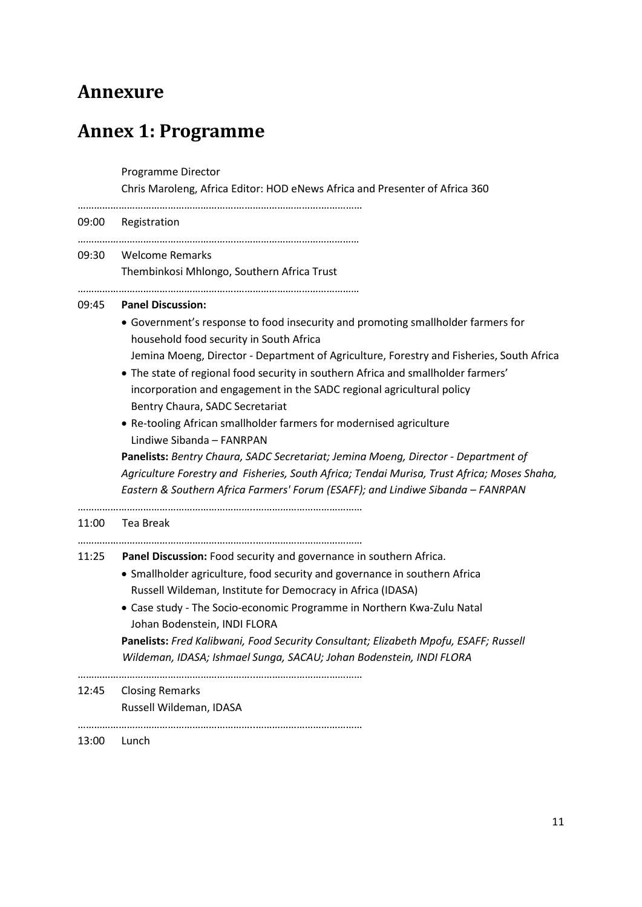# Annexure

# Annex 1: Programme

Programme Director
Chris Maroleng, Africa Editor: HOD eNews Africa and Presenter of Africa 360

……………………………………………………………………………………………

**09:00** Registration

……………………………………………………………………………………………

**09:30** Welcome Remarks
Thembinkosi Mhlongo, Southern Africa Trust

……………………………………………………………………………………………

**09:45** **Panel Discussion:**

- Government's response to food insecurity and promoting smallholder farmers for household food security in South Africa
  Jemina Moeng, Director - Department of Agriculture, Forestry and Fisheries, South Africa
- The state of regional food security in southern Africa and smallholder farmers' incorporation and engagement in the SADC regional agricultural policy
  Bentry Chaura, SADC Secretariat
- Re-tooling African smallholder farmers for modernised agriculture
  Lindiwe Sibanda – FANRPAN

**Panelists:** *Bentry Chaura, SADC Secretariat; Jemina Moeng, Director - Department of Agriculture Forestry and Fisheries, South Africa; Tendai Murisa, Trust Africa; Moses Shaha, Eastern & Southern Africa Farmers' Forum (ESAFF); and Lindiwe Sibanda – FANRPAN*

……………………………………………………………………………………………

**11:00** Tea Break

……………………………………………………………………………………………

**11:25** **Panel Discussion:** Food security and governance in southern Africa.

- Smallholder agriculture, food security and governance in southern Africa
  Russell Wildeman, Institute for Democracy in Africa (IDASA)
- Case study - The Socio-economic Programme in Northern Kwa-Zulu Natal
  Johan Bodenstein, INDI FLORA

**Panelists:** *Fred Kalibwani, Food Security Consultant; Elizabeth Mpofu, ESAFF; Russell Wildeman, IDASA; Ishmael Sunga, SACAU; Johan Bodenstein, INDI FLORA*

……………………………………………………………………………………………

**12:45** Closing Remarks
Russell Wildeman, IDASA

……………………………………………………………………………………………

**13:00** Lunch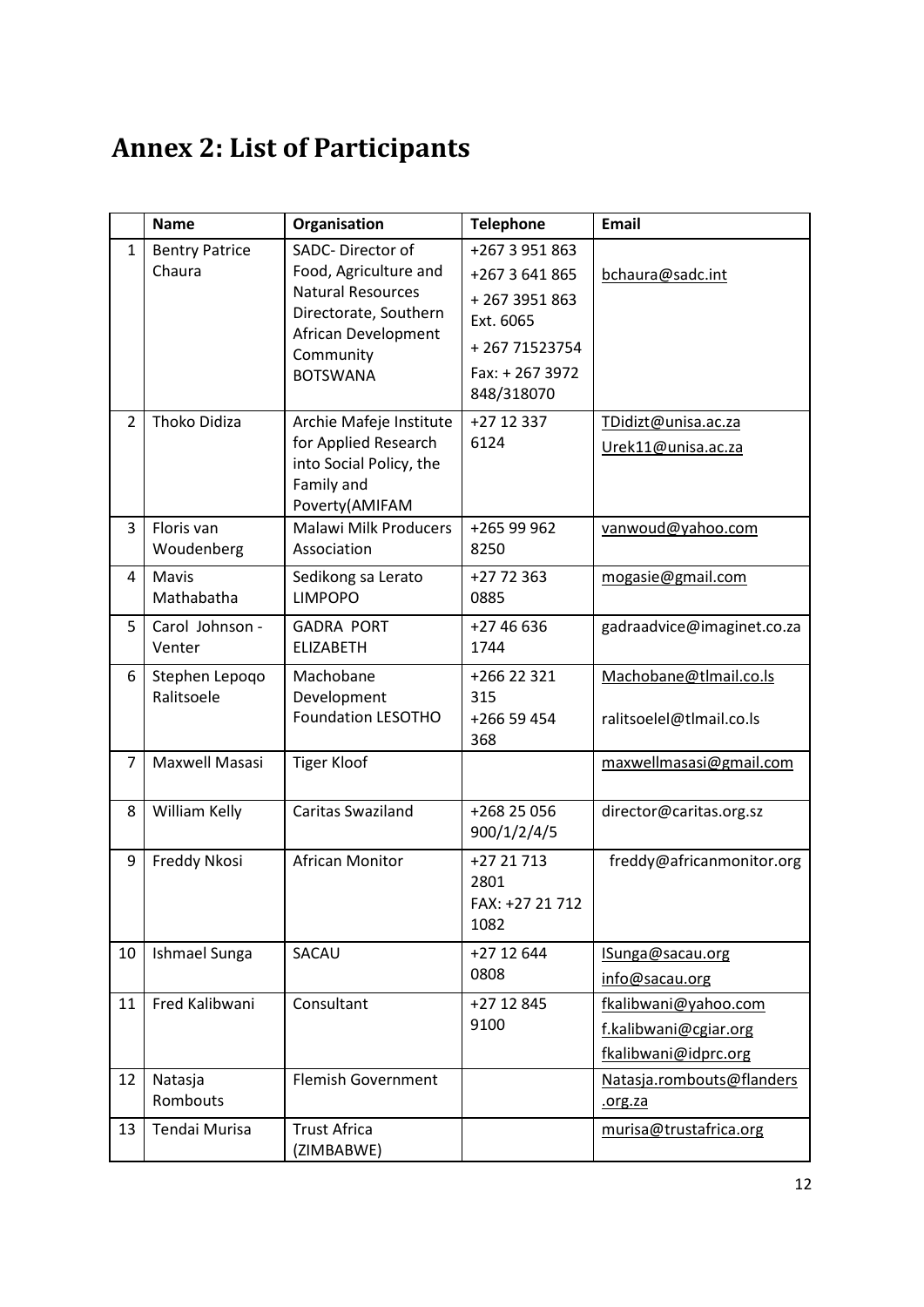# Annex 2: List of Participants

| | Name | Organisation | Telephone | Email |
|---|---|---|---|---|
| 1 | Bentry Patrice Chaura | SADC- Director of Food, Agriculture and Natural Resources Directorate, Southern African Development Community BOTSWANA | +267 3 951 863<br>+267 3 641 865<br>+ 267 3951 863 Ext. 6065<br>+ 267 71523754<br>Fax: + 267 3972 848/318070 | bchaura@sadc.int |
| 2 | Thoko Didiza | Archie Mafeje Institute for Applied Research into Social Policy, the Family and Poverty(AMIFAM | +27 12 337 6124 | TDidizt@unisa.ac.za<br>Urek11@unisa.ac.za |
| 3 | Floris van Woudenberg | Malawi Milk Producers Association | +265 99 962 8250 | vanwoud@yahoo.com |
| 4 | Mavis Mathabatha | Sedikong sa Lerato LIMPOPO | +27 72 363 0885 | mogasie@gmail.com |
| 5 | Carol Johnson - Venter | GADRA PORT ELIZABETH | +27 46 636 1744 | gadraadvice@imaginet.co.za |
| 6 | Stephen Lepoqo Ralitsoele | Machobane Development Foundation LESOTHO | +266 22 321 315<br>+266 59 454 368 | Machobane@tlmail.co.ls<br>ralitsoelel@tlmail.co.ls |
| 7 | Maxwell Masasi | Tiger Kloof | | maxwellmasasi@gmail.com |
| 8 | William Kelly | Caritas Swaziland | +268 25 056 900/1/2/4/5 | director@caritas.org.sz |
| 9 | Freddy Nkosi | African Monitor | +27 21 713 2801<br>FAX: +27 21 712 1082 | freddy@africanmonitor.org |
| 10 | Ishmael Sunga | SACAU | +27 12 644 0808 | ISunga@sacau.org<br>info@sacau.org |
| 11 | Fred Kalibwani | Consultant | +27 12 845 9100 | fkalibwani@yahoo.com<br>f.kalibwani@cgiar.org<br>fkalibwani@idprc.org |
| 12 | Natasja Rombouts | Flemish Government | | Natasja.rombouts@flanders.org.za |
| 13 | Tendai Murisa | Trust Africa (ZIMBABWE) | | murisa@trustafrica.org |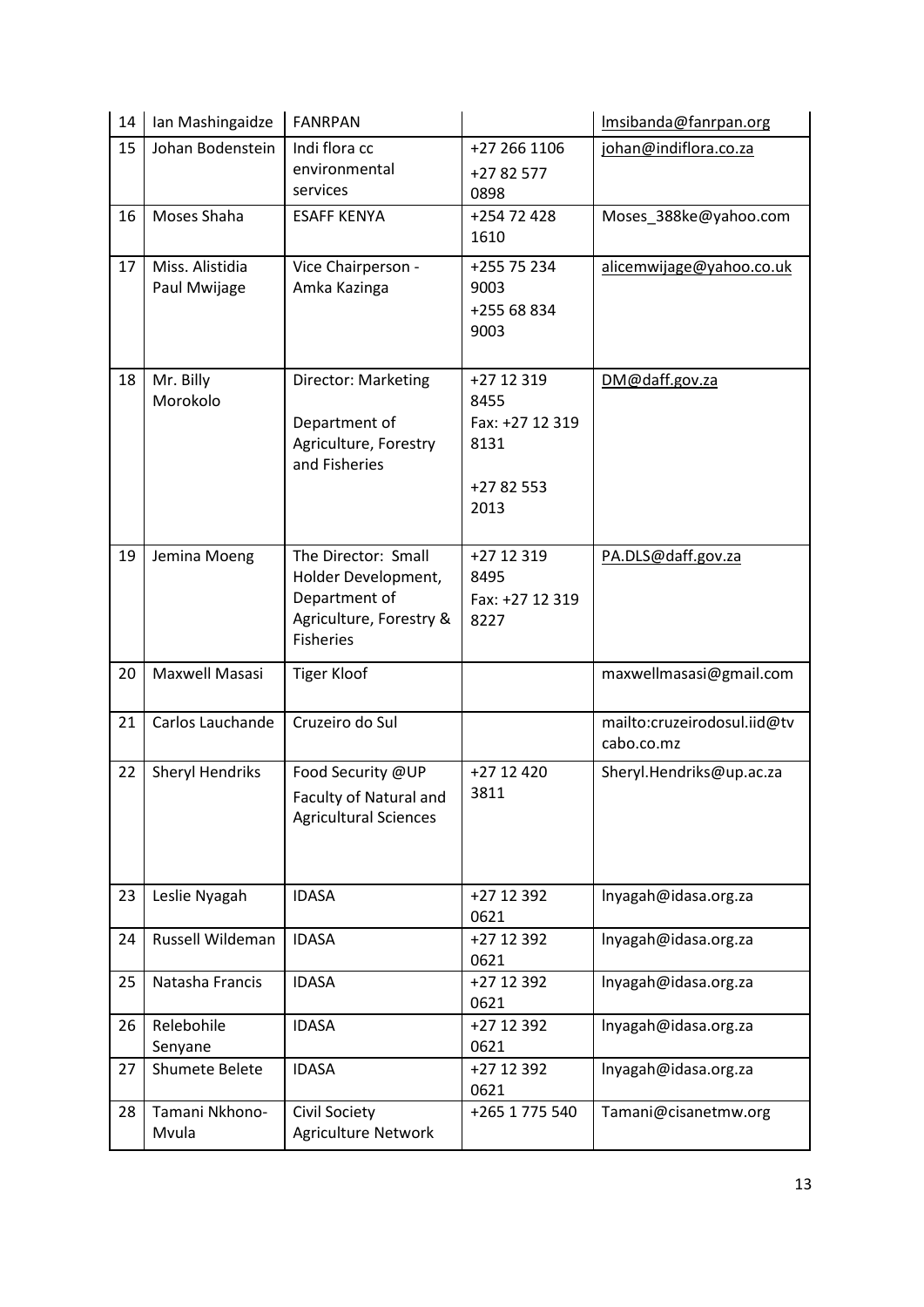| 14 | Ian Mashingaidze | FANRPAN | | lmsibanda@fanrpan.org |
|---|---|---|---|---|
| 15 | Johan Bodenstein | Indi flora cc environmental services | +27 266 1106<br>+27 82 577 0898 | johan@indiflora.co.za |
| 16 | Moses Shaha | ESAFF KENYA | +254 72 428 1610 | Moses_388ke@yahoo.com |
| 17 | Miss. Alistidia Paul Mwijage | Vice Chairperson - Amka Kazinga | +255 75 234 9003<br>+255 68 834 9003 | alicemwijage@yahoo.co.uk |
| 18 | Mr. Billy Morokolo | Director: Marketing<br>Department of Agriculture, Forestry and Fisheries | +27 12 319 8455<br>Fax: +27 12 319 8131<br>+27 82 553 2013 | DM@daff.gov.za |
| 19 | Jemina Moeng | The Director: Small Holder Development, Department of Agriculture, Forestry & Fisheries | +27 12 319 8495<br>Fax: +27 12 319 8227 | PA.DLS@daff.gov.za |
| 20 | Maxwell Masasi | Tiger Kloof | | maxwellmasasi@gmail.com |
| 21 | Carlos Lauchande | Cruzeiro do Sul | | mailto:cruzeirodosul.iid@tvcabo.co.mz |
| 22 | Sheryl Hendriks | Food Security @UP<br>Faculty of Natural and Agricultural Sciences | +27 12 420 3811 | Sheryl.Hendriks@up.ac.za |
| 23 | Leslie Nyagah | IDASA | +27 12 392 0621 | lnyagah@idasa.org.za |
| 24 | Russell Wildeman | IDASA | +27 12 392 0621 | lnyagah@idasa.org.za |
| 25 | Natasha Francis | IDASA | +27 12 392 0621 | lnyagah@idasa.org.za |
| 26 | Relebohile Senyane | IDASA | +27 12 392 0621 | lnyagah@idasa.org.za |
| 27 | Shumete Belete | IDASA | +27 12 392 0621 | lnyagah@idasa.org.za |
| 28 | Tamani Nkhono-Mvula | Civil Society Agriculture Network | +265 1 775 540 | Tamani@cisanetmw.org |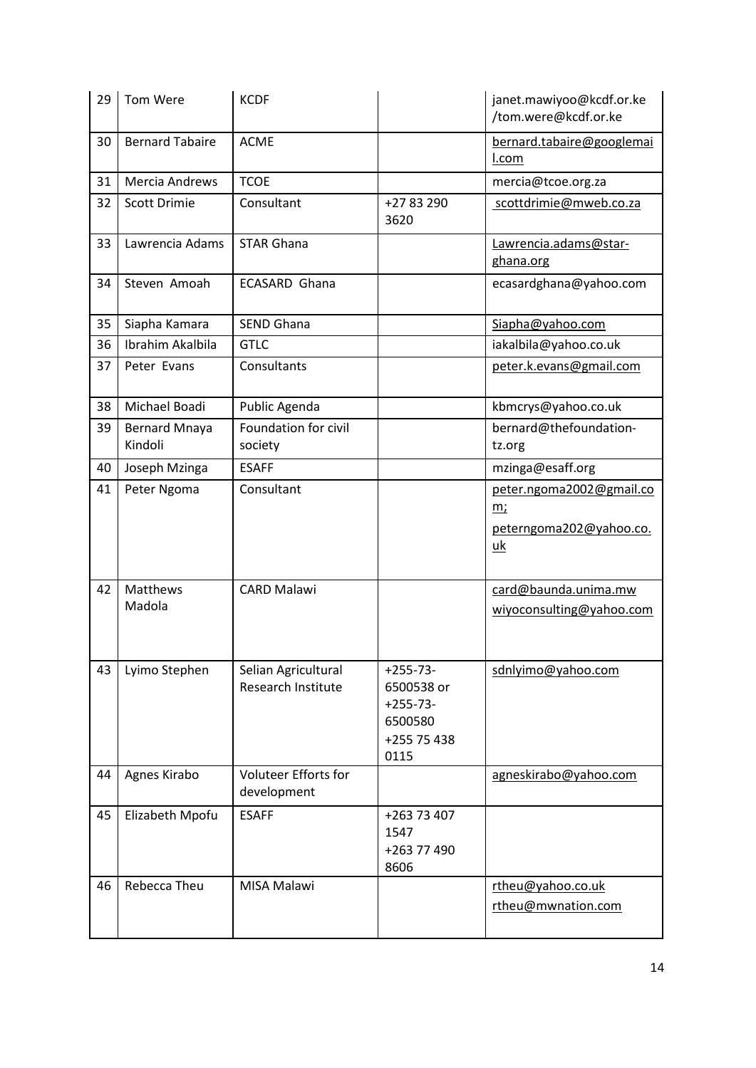| 29 | Tom Were | KCDF | | janet.mawiyoo@kcdf.or.ke /tom.were@kcdf.or.ke |
|---|---|---|---|---|
| 30 | Bernard Tabaire | ACME | | bernard.tabaire@googlemail.com |
| 31 | Mercia Andrews | TCOE | | mercia@tcoe.org.za |
| 32 | Scott Drimie | Consultant | +27 83 290 3620 | scottdrimie@mweb.co.za |
| 33 | Lawrencia Adams | STAR Ghana | | Lawrencia.adams@star-ghana.org |
| 34 | Steven Amoah | ECASARD Ghana | | ecasardghana@yahoo.com |
| 35 | Siapha Kamara | SEND Ghana | | Siapha@yahoo.com |
| 36 | Ibrahim Akalbila | GTLC | | iakalbila@yahoo.co.uk |
| 37 | Peter Evans | Consultants | | peter.k.evans@gmail.com |
| 38 | Michael Boadi | Public Agenda | | kbmcrys@yahoo.co.uk |
| 39 | Bernard Mnaya Kindoli | Foundation for civil society | | bernard@thefoundation-tz.org |
| 40 | Joseph Mzinga | ESAFF | | mzinga@esaff.org |
| 41 | Peter Ngoma | Consultant | | peter.ngoma2002@gmail.com; peterngoma202@yahoo.co.uk |
| 42 | Matthews Madola | CARD Malawi | | card@baunda.unima.mw wiyoconsulting@yahoo.com |
| 43 | Lyimo Stephen | Selian Agricultural Research Institute | +255-73-6500538 or +255-73-6500580 +255 75 438 0115 | sdnlyimo@yahoo.com |
| 44 | Agnes Kirabo | Voluteer Efforts for development | | agneskirabo@yahoo.com |
| 45 | Elizabeth Mpofu | ESAFF | +263 73 407 1547 +263 77 490 8606 | |
| 46 | Rebecca Theu | MISA Malawi | | rtheu@yahoo.co.uk rtheu@mwnation.com |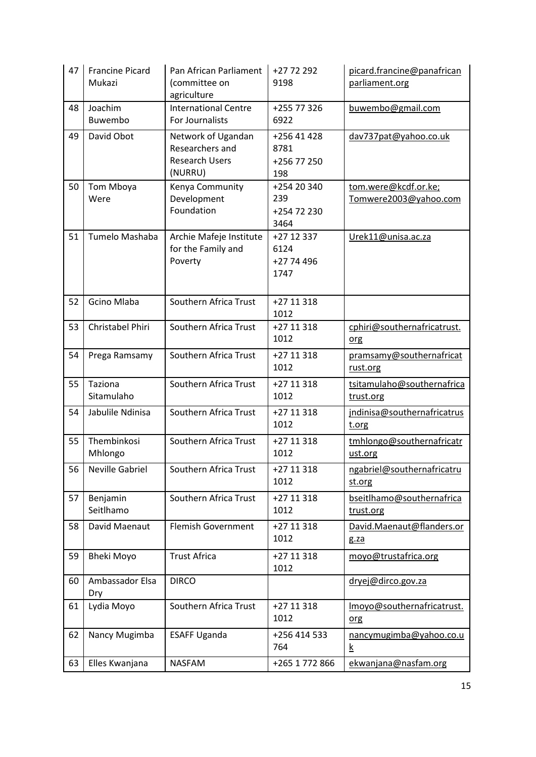| 47 | Francine Picard Mukazi | Pan African Parliament (committee on agriculture | +27 72 292 9198 | picard.francine@panafricanparliament.org |
|---|---|---|---|---|
| 48 | Joachim Buwembo | International Centre For Journalists | +255 77 326 6922 | buwembo@gmail.com |
| 49 | David Obot | Network of Ugandan Researchers and Research Users (NURRU) | +256 41 428 8781 +256 77 250 198 | dav737pat@yahoo.co.uk |
| 50 | Tom Mboya Were | Kenya Community Development Foundation | +254 20 340 239 +254 72 230 3464 | tom.were@kcdf.or.ke; Tomwere2003@yahoo.com |
| 51 | Tumelo Mashaba | Archie Mafeje Institute for the Family and Poverty | +27 12 337 6124 +27 74 496 1747 | Urek11@unisa.ac.za |
| 52 | Gcino Mlaba | Southern Africa Trust | +27 11 318 1012 | |
| 53 | Christabel Phiri | Southern Africa Trust | +27 11 318 1012 | cphiri@southernafricatrust.org |
| 54 | Prega Ramsamy | Southern Africa Trust | +27 11 318 1012 | pramsamy@southernafricatrust.org |
| 55 | Taziona Sitamulaho | Southern Africa Trust | +27 11 318 1012 | tsitamulaho@southernafricatrust.org |
| 54 | Jabulile Ndinisa | Southern Africa Trust | +27 11 318 1012 | jndinisa@southernafricatrust.org |
| 55 | Thembinkosi Mhlongo | Southern Africa Trust | +27 11 318 1012 | tmhlongo@southernafricatrust.org |
| 56 | Neville Gabriel | Southern Africa Trust | +27 11 318 1012 | ngabriel@southernafricatrust.org |
| 57 | Benjamin Seitlhamo | Southern Africa Trust | +27 11 318 1012 | bseitlhamo@southernafricatrust.org |
| 58 | David Maenaut | Flemish Government | +27 11 318 1012 | David.Maenaut@flanders.org.za |
| 59 | Bheki Moyo | Trust Africa | +27 11 318 1012 | moyo@trustafrica.org |
| 60 | Ambassador Elsa Dry | DIRCO | | dryej@dirco.gov.za |
| 61 | Lydia Moyo | Southern Africa Trust | +27 11 318 1012 | lmoyo@southernafricatrust.org |
| 62 | Nancy Mugimba | ESAFF Uganda | +256 414 533 764 | nancymugimba@yahoo.co.uk |
| 63 | Elles Kwanjana | NASFAM | +265 1 772 866 | ekwanjana@nasfam.org |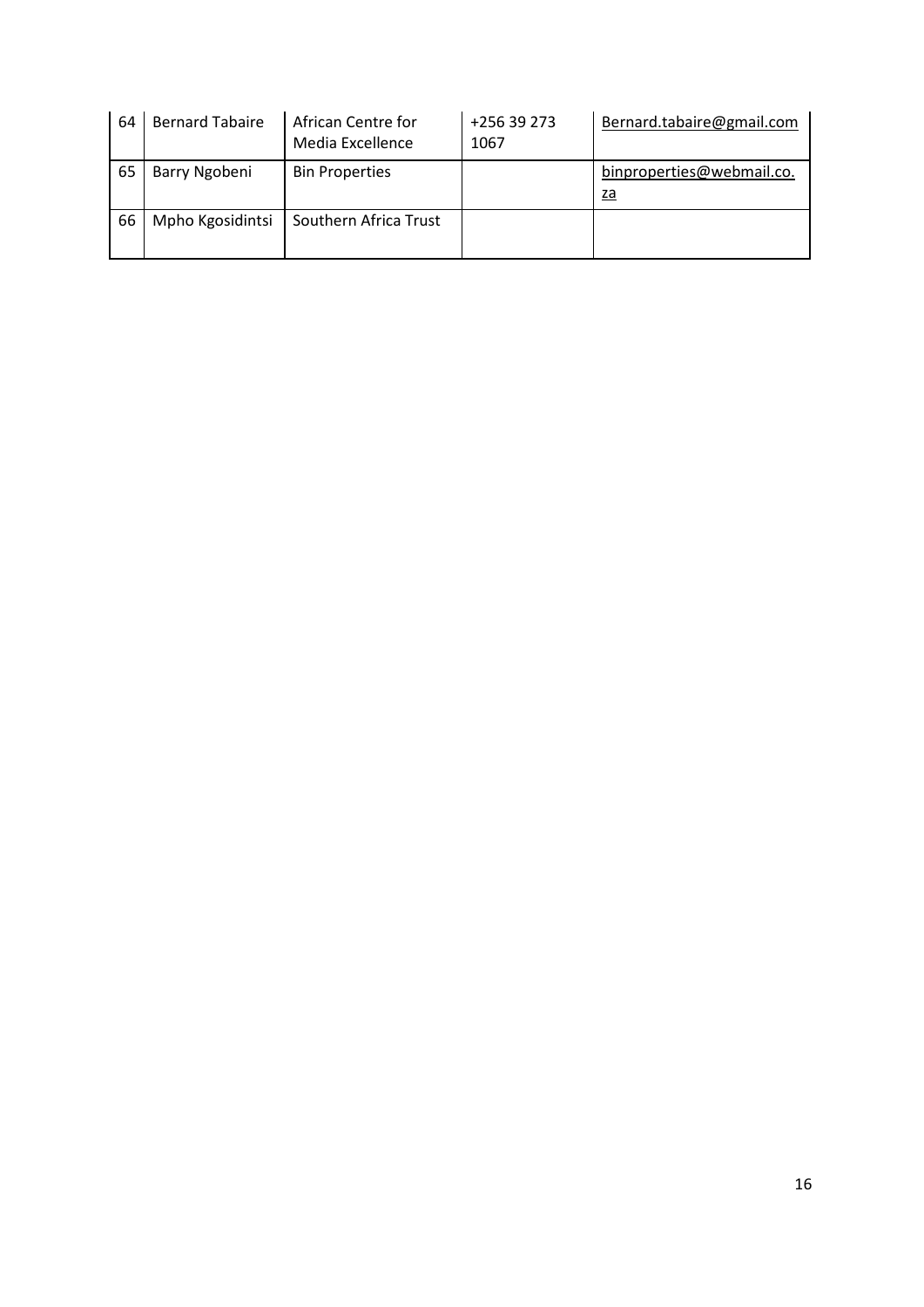| | | | | |
|---|---|---|---|---|
| 64 | Bernard Tabaire | African Centre for Media Excellence | +256 39 273 1067 | Bernard.tabaire@gmail.com |
| 65 | Barry Ngobeni | Bin Properties | | binproperties@webmail.co.za |
| 66 | Mpho Kgosidintsi | Southern Africa Trust | | |